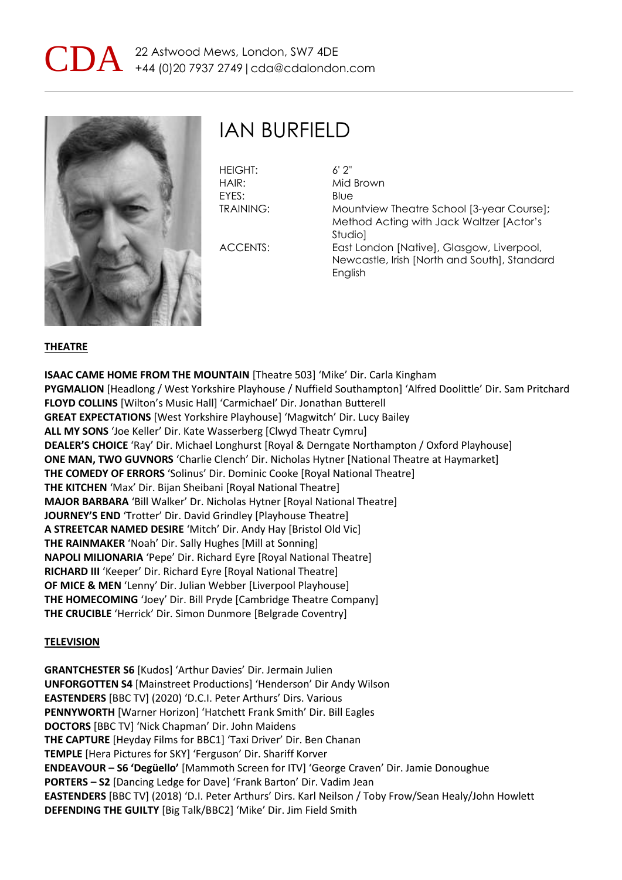CDA 22 Astwood Mews, London, SW7 4DE
+44 (0)20 7937 2749 | cda@cdalondon.com

# IAN BURFIELD

| | |
|---|---|
| HEIGHT: | 6' 2" |
| HAIR: | Mid Brown |
| EYES: | Blue |
| TRAINING: | Mountview Theatre School [3-year Course]; Method Acting with Jack Waltzer [Actor's Studio] |
| ACCENTS: | East London [Native], Glasgow, Liverpool, Newcastle, Irish [North and South], Standard English |

## THEATRE

**ISAAC CAME HOME FROM THE MOUNTAIN** [Theatre 503] 'Mike' Dir. Carla Kingham
**PYGMALION** [Headlong / West Yorkshire Playhouse / Nuffield Southampton] 'Alfred Doolittle' Dir. Sam Pritchard
**FLOYD COLLINS** [Wilton's Music Hall] 'Carmichael' Dir. Jonathan Butterell
**GREAT EXPECTATIONS** [West Yorkshire Playhouse] 'Magwitch' Dir. Lucy Bailey
**ALL MY SONS** 'Joe Keller' Dir. Kate Wasserberg [Clwyd Theatr Cymru]
**DEALER'S CHOICE** 'Ray' Dir. Michael Longhurst [Royal & Derngate Northampton / Oxford Playhouse]
**ONE MAN, TWO GUVNORS** 'Charlie Clench' Dir. Nicholas Hytner [National Theatre at Haymarket]
**THE COMEDY OF ERRORS** 'Solinus' Dir. Dominic Cooke [Royal National Theatre]
**THE KITCHEN** 'Max' Dir. Bijan Sheibani [Royal National Theatre]
**MAJOR BARBARA** 'Bill Walker' Dr. Nicholas Hytner [Royal National Theatre]
**JOURNEY'S END** 'Trotter' Dir. David Grindley [Playhouse Theatre]
**A STREETCAR NAMED DESIRE** 'Mitch' Dir. Andy Hay [Bristol Old Vic]
**THE RAINMAKER** 'Noah' Dir. Sally Hughes [Mill at Sonning]
**NAPOLI MILIONARIA** 'Pepe' Dir. Richard Eyre [Royal National Theatre]
**RICHARD III** 'Keeper' Dir. Richard Eyre [Royal National Theatre]
**OF MICE & MEN** 'Lenny' Dir. Julian Webber [Liverpool Playhouse]
**THE HOMECOMING** 'Joey' Dir. Bill Pryde [Cambridge Theatre Company]
**THE CRUCIBLE** 'Herrick' Dir. Simon Dunmore [Belgrade Coventry]

## TELEVISION

**GRANTCHESTER S6** [Kudos] 'Arthur Davies' Dir. Jermain Julien
**UNFORGOTTEN S4** [Mainstreet Productions] 'Henderson' Dir Andy Wilson
**EASTENDERS** [BBC TV] (2020) 'D.C.I. Peter Arthurs' Dirs. Various
**PENNYWORTH** [Warner Horizon] 'Hatchett Frank Smith' Dir. Bill Eagles
**DOCTORS** [BBC TV] 'Nick Chapman' Dir. John Maidens
**THE CAPTURE** [Heyday Films for BBC1] 'Taxi Driver' Dir. Ben Chanan
**TEMPLE** [Hera Pictures for SKY] 'Ferguson' Dir. Shariff Korver
**ENDEAVOUR – S6 'Degüello'** [Mammoth Screen for ITV] 'George Craven' Dir. Jamie Donoughue
**PORTERS – S2** [Dancing Ledge for Dave] 'Frank Barton' Dir. Vadim Jean
**EASTENDERS** [BBC TV] (2018) 'D.I. Peter Arthurs' Dirs. Karl Neilson / Toby Frow/Sean Healy/John Howlett
**DEFENDING THE GUILTY** [Big Talk/BBC2] 'Mike' Dir. Jim Field Smith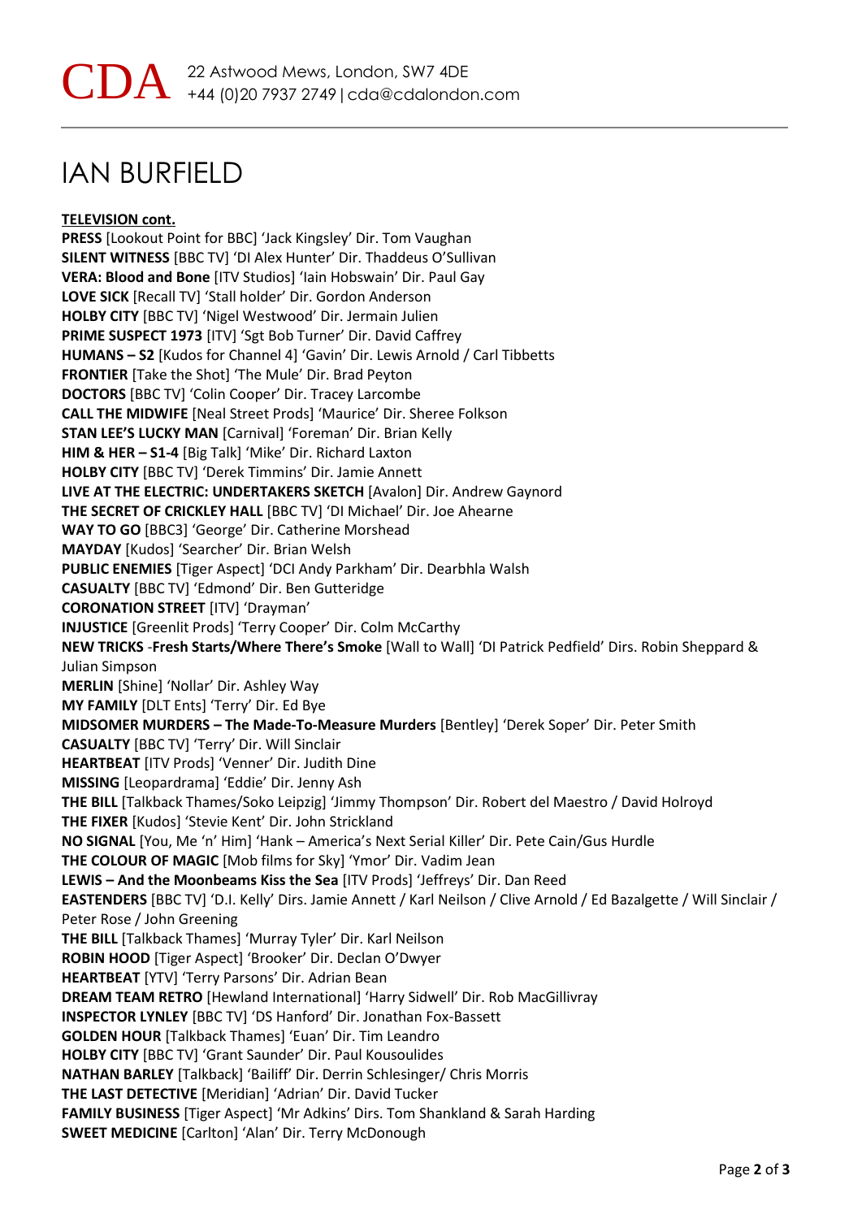CDA 22 Astwood Mews, London, SW7 4DE
+44 (0)20 7937 2749 | cda@cdalondon.com

# IAN BURFIELD

**TELEVISION cont.**

**PRESS** [Lookout Point for BBC] 'Jack Kingsley' Dir. Tom Vaughan
**SILENT WITNESS** [BBC TV] 'DI Alex Hunter' Dir. Thaddeus O'Sullivan
**VERA: Blood and Bone** [ITV Studios] 'Iain Hobswain' Dir. Paul Gay
**LOVE SICK** [Recall TV] 'Stall holder' Dir. Gordon Anderson
**HOLBY CITY** [BBC TV] 'Nigel Westwood' Dir. Jermain Julien
**PRIME SUSPECT 1973** [ITV] 'Sgt Bob Turner' Dir. David Caffrey
**HUMANS – S2** [Kudos for Channel 4] 'Gavin' Dir. Lewis Arnold / Carl Tibbetts
**FRONTIER** [Take the Shot] 'The Mule' Dir. Brad Peyton
**DOCTORS** [BBC TV] 'Colin Cooper' Dir. Tracey Larcombe
**CALL THE MIDWIFE** [Neal Street Prods] 'Maurice' Dir. Sheree Folkson
**STAN LEE'S LUCKY MAN** [Carnival] 'Foreman' Dir. Brian Kelly
**HIM & HER – S1-4** [Big Talk] 'Mike' Dir. Richard Laxton
**HOLBY CITY** [BBC TV] 'Derek Timmins' Dir. Jamie Annett
**LIVE AT THE ELECTRIC: UNDERTAKERS SKETCH** [Avalon] Dir. Andrew Gaynord
**THE SECRET OF CRICKLEY HALL** [BBC TV] 'DI Michael' Dir. Joe Ahearne
**WAY TO GO** [BBC3] 'George' Dir. Catherine Morshead
**MAYDAY** [Kudos] 'Searcher' Dir. Brian Welsh
**PUBLIC ENEMIES** [Tiger Aspect] 'DCI Andy Parkham' Dir. Dearbhla Walsh
**CASUALTY** [BBC TV] 'Edmond' Dir. Ben Gutteridge
**CORONATION STREET** [ITV] 'Drayman'
**INJUSTICE** [Greenlit Prods] 'Terry Cooper' Dir. Colm McCarthy
**NEW TRICKS -Fresh Starts/Where There's Smoke** [Wall to Wall] 'DI Patrick Pedfield' Dirs. Robin Sheppard & Julian Simpson
**MERLIN** [Shine] 'Nollar' Dir. Ashley Way
**MY FAMILY** [DLT Ents] 'Terry' Dir. Ed Bye
**MIDSOMER MURDERS – The Made-To-Measure Murders** [Bentley] 'Derek Soper' Dir. Peter Smith
**CASUALTY** [BBC TV] 'Terry' Dir. Will Sinclair
**HEARTBEAT** [ITV Prods] 'Venner' Dir. Judith Dine
**MISSING** [Leopardrama] 'Eddie' Dir. Jenny Ash
**THE BILL** [Talkback Thames/Soko Leipzig] 'Jimmy Thompson' Dir. Robert del Maestro / David Holroyd
**THE FIXER** [Kudos] 'Stevie Kent' Dir. John Strickland
**NO SIGNAL** [You, Me 'n' Him] 'Hank – America's Next Serial Killer' Dir. Pete Cain/Gus Hurdle
**THE COLOUR OF MAGIC** [Mob films for Sky] 'Ymor' Dir. Vadim Jean
**LEWIS – And the Moonbeams Kiss the Sea** [ITV Prods] 'Jeffreys' Dir. Dan Reed
**EASTENDERS** [BBC TV] 'D.I. Kelly' Dirs. Jamie Annett / Karl Neilson / Clive Arnold / Ed Bazalgette / Will Sinclair / Peter Rose / John Greening
**THE BILL** [Talkback Thames] 'Murray Tyler' Dir. Karl Neilson
**ROBIN HOOD** [Tiger Aspect] 'Brooker' Dir. Declan O'Dwyer
**HEARTBEAT** [YTV] 'Terry Parsons' Dir. Adrian Bean
**DREAM TEAM RETRO** [Hewland International] 'Harry Sidwell' Dir. Rob MacGillivray
**INSPECTOR LYNLEY** [BBC TV] 'DS Hanford' Dir. Jonathan Fox-Bassett
**GOLDEN HOUR** [Talkback Thames] 'Euan' Dir. Tim Leandro
**HOLBY CITY** [BBC TV] 'Grant Saunder' Dir. Paul Kousoulides
**NATHAN BARLEY** [Talkback] 'Bailiff' Dir. Derrin Schlesinger/ Chris Morris
**THE LAST DETECTIVE** [Meridian] 'Adrian' Dir. David Tucker
**FAMILY BUSINESS** [Tiger Aspect] 'Mr Adkins' Dirs. Tom Shankland & Sarah Harding
**SWEET MEDICINE** [Carlton] 'Alan' Dir. Terry McDonough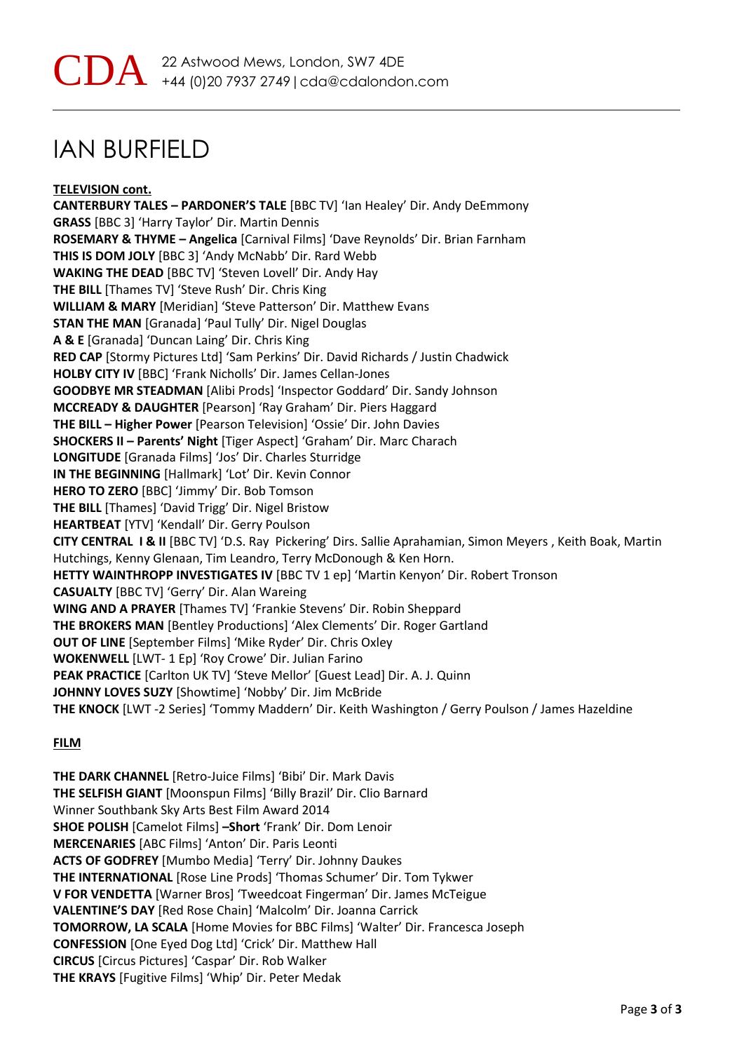CDA 22 Astwood Mews, London, SW7 4DE
+44 (0)20 7937 2749 | cda@cdalondon.com

# IAN BURFIELD

**TELEVISION cont.**

**CANTERBURY TALES – PARDONER'S TALE** [BBC TV] 'Ian Healey' Dir. Andy DeEmmony
**GRASS** [BBC 3] 'Harry Taylor' Dir. Martin Dennis
**ROSEMARY & THYME – Angelica** [Carnival Films] 'Dave Reynolds' Dir. Brian Farnham
**THIS IS DOM JOLY** [BBC 3] 'Andy McNabb' Dir. Rard Webb
**WAKING THE DEAD** [BBC TV] 'Steven Lovell' Dir. Andy Hay
**THE BILL** [Thames TV] 'Steve Rush' Dir. Chris King
**WILLIAM & MARY** [Meridian] 'Steve Patterson' Dir. Matthew Evans
**STAN THE MAN** [Granada] 'Paul Tully' Dir. Nigel Douglas
**A & E** [Granada] 'Duncan Laing' Dir. Chris King
**RED CAP** [Stormy Pictures Ltd] 'Sam Perkins' Dir. David Richards / Justin Chadwick
**HOLBY CITY IV** [BBC] 'Frank Nicholls' Dir. James Cellan-Jones
**GOODBYE MR STEADMAN** [Alibi Prods] 'Inspector Goddard' Dir. Sandy Johnson
**MCCREADY & DAUGHTER** [Pearson] 'Ray Graham' Dir. Piers Haggard
**THE BILL – Higher Power** [Pearson Television] 'Ossie' Dir. John Davies
**SHOCKERS II – Parents' Night** [Tiger Aspect] 'Graham' Dir. Marc Charach
**LONGITUDE** [Granada Films] 'Jos' Dir. Charles Sturridge
**IN THE BEGINNING** [Hallmark] 'Lot' Dir. Kevin Connor
**HERO TO ZERO** [BBC] 'Jimmy' Dir. Bob Tomson
**THE BILL** [Thames] 'David Trigg' Dir. Nigel Bristow
**HEARTBEAT** [YTV] 'Kendall' Dir. Gerry Poulson
**CITY CENTRAL I & II** [BBC TV] 'D.S. Ray Pickering' Dirs. Sallie Aprahamian, Simon Meyers , Keith Boak, Martin Hutchings, Kenny Glenaan, Tim Leandro, Terry McDonough & Ken Horn.
**HETTY WAINTHROPP INVESTIGATES IV** [BBC TV 1 ep] 'Martin Kenyon' Dir. Robert Tronson
**CASUALTY** [BBC TV] 'Gerry' Dir. Alan Wareing
**WING AND A PRAYER** [Thames TV] 'Frankie Stevens' Dir. Robin Sheppard
**THE BROKERS MAN** [Bentley Productions] 'Alex Clements' Dir. Roger Gartland
**OUT OF LINE** [September Films] 'Mike Ryder' Dir. Chris Oxley
**WOKENWELL** [LWT- 1 Ep] 'Roy Crowe' Dir. Julian Farino
**PEAK PRACTICE** [Carlton UK TV] 'Steve Mellor' [Guest Lead] Dir. A. J. Quinn
**JOHNNY LOVES SUZY** [Showtime] 'Nobby' Dir. Jim McBride
**THE KNOCK** [LWT -2 Series] 'Tommy Maddern' Dir. Keith Washington / Gerry Poulson / James Hazeldine

**FILM**

**THE DARK CHANNEL** [Retro-Juice Films] 'Bibi' Dir. Mark Davis
**THE SELFISH GIANT** [Moonspun Films] 'Billy Brazil' Dir. Clio Barnard
Winner Southbank Sky Arts Best Film Award 2014
**SHOE POLISH** [Camelot Films] **–Short** 'Frank' Dir. Dom Lenoir
**MERCENARIES** [ABC Films] 'Anton' Dir. Paris Leonti
**ACTS OF GODFREY** [Mumbo Media] 'Terry' Dir. Johnny Daukes
**THE INTERNATIONAL** [Rose Line Prods] 'Thomas Schumer' Dir. Tom Tykwer
**V FOR VENDETTA** [Warner Bros] 'Tweedcoat Fingerman' Dir. James McTeigue
**VALENTINE'S DAY** [Red Rose Chain] 'Malcolm' Dir. Joanna Carrick
**TOMORROW, LA SCALA** [Home Movies for BBC Films] 'Walter' Dir. Francesca Joseph
**CONFESSION** [One Eyed Dog Ltd] 'Crick' Dir. Matthew Hall
**CIRCUS** [Circus Pictures] 'Caspar' Dir. Rob Walker
**THE KRAYS** [Fugitive Films] 'Whip' Dir. Peter Medak